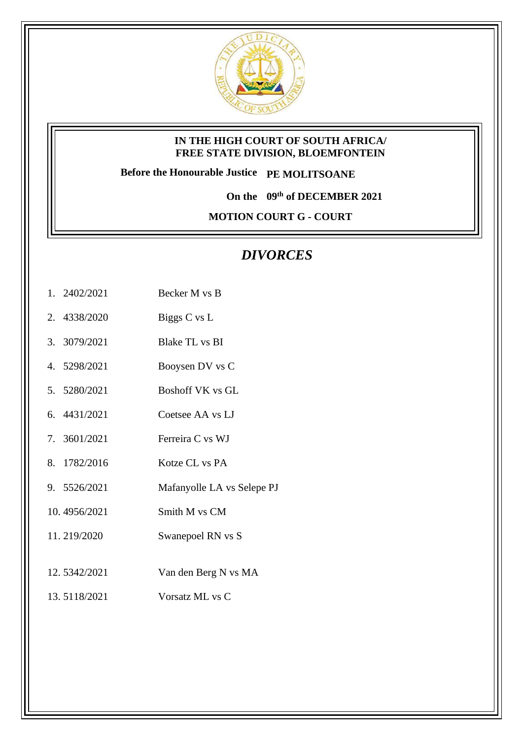**IN THE HIGH COURT OF SOUTH AFRICA/**
**FREE STATE DIVISION, BLOEMFONTEIN**

**Before the Honourable Justice PE MOLITSOANE**

**On the 09th of DECEMBER 2021**

**MOTION COURT G - COURT**

## *DIVORCES*

1. 2402/2021 Becker M vs B
2. 4338/2020 Biggs C vs L
3. 3079/2021 Blake TL vs BI
4. 5298/2021 Booysen DV vs C
5. 5280/2021 Boshoff VK vs GL
6. 4431/2021 Coetsee AA vs LJ
7. 3601/2021 Ferreira C vs WJ
8. 1782/2016 Kotze CL vs PA
9. 5526/2021 Mafanyolle LA vs Selepe PJ
10. 4956/2021 Smith M vs CM
11. 219/2020 Swanepoel RN vs S
12. 5342/2021 Van den Berg N vs MA
13. 5118/2021 Vorsatz ML vs C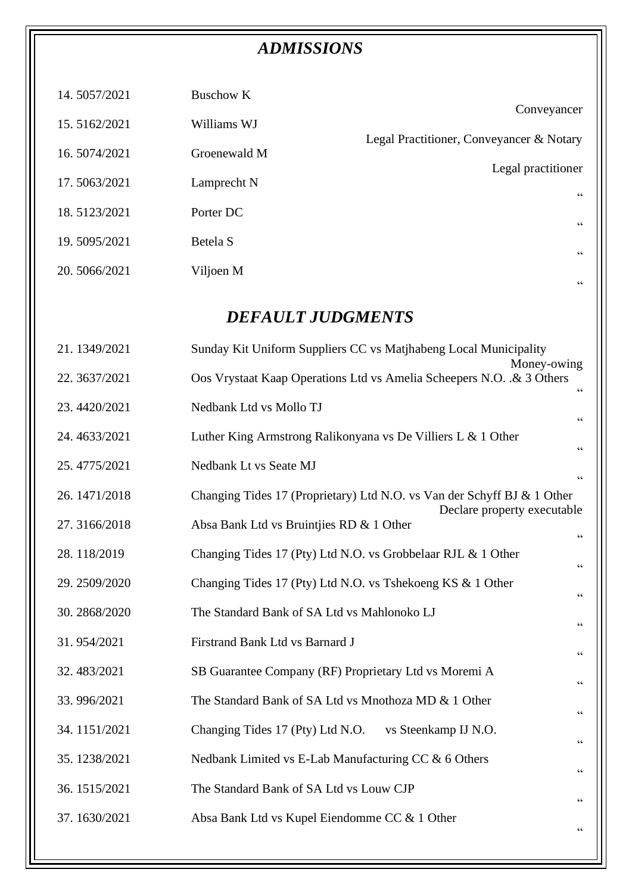## *ADMISSIONS*

| No. | Case No. | Name | Type |
|---|---|---|---|
| 14. | 5057/2021 | Buschow K | Conveyancer |
| 15. | 5162/2021 | Williams WJ | Legal Practitioner, Conveyancer & Notary |
| 16. | 5074/2021 | Groenewald M | Legal practitioner |
| 17. | 5063/2021 | Lamprecht N | " |
| 18. | 5123/2021 | Porter DC | " |
| 19. | 5095/2021 | Betela S | " |
| 20. | 5066/2021 | Viljoen M | " |

## *DEFAULT JUDGMENTS*

| No. | Case No. | Parties | Nature |
|---|---|---|---|
| 21. | 1349/2021 | Sunday Kit Uniform Suppliers CC vs Matjhabeng Local Municipality | Money-owing |
| 22. | 3637/2021 | Oos Vrystaat Kaap Operations Ltd vs Amelia Scheepers N.O. .& 3 Others | " |
| 23. | 4420/2021 | Nedbank Ltd vs Mollo TJ | " |
| 24. | 4633/2021 | Luther King Armstrong Ralikonyana vs De Villiers L & 1 Other | " |
| 25. | 4775/2021 | Nedbank Lt vs Seate MJ | " |
| 26. | 1471/2018 | Changing Tides 17 (Proprietary) Ltd N.O. vs Van der Schyff BJ & 1 Other | Declare property executable |
| 27. | 3166/2018 | Absa Bank Ltd vs Bruintjies RD & 1 Other | " |
| 28. | 118/2019 | Changing Tides 17 (Pty) Ltd N.O. vs Grobbelaar RJL & 1 Other | " |
| 29. | 2509/2020 | Changing Tides 17 (Pty) Ltd N.O. vs Tshekoeng KS & 1 Other | " |
| 30. | 2868/2020 | The Standard Bank of SA Ltd vs Mahlonoko LJ | " |
| 31. | 954/2021 | Firstrand Bank Ltd vs Barnard J | " |
| 32. | 483/2021 | SB Guarantee Company (RF) Proprietary Ltd vs Moremi A | " |
| 33. | 996/2021 | The Standard Bank of SA Ltd vs Mnothoza MD & 1 Other | " |
| 34. | 1151/2021 | Changing Tides 17 (Pty) Ltd N.O. vs Steenkamp IJ N.O. | " |
| 35. | 1238/2021 | Nedbank Limited vs E-Lab Manufacturing CC & 6 Others | " |
| 36. | 1515/2021 | The Standard Bank of SA Ltd vs Louw CJP | " |
| 37. | 1630/2021 | Absa Bank Ltd vs Kupel Eiendomme CC & 1 Other | " |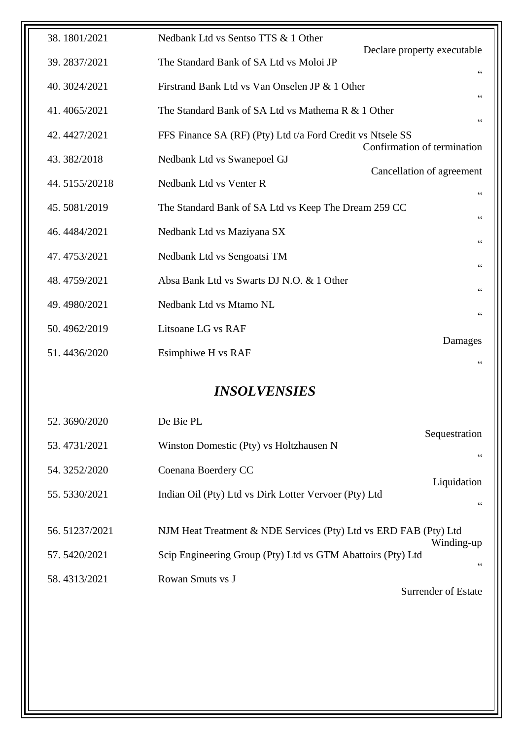| | | |
|---|---|---|
| 38. 1801/2021 | Nedbank Ltd vs Sentso TTS & 1 Other | Declare property executable |
| 39. 2837/2021 | The Standard Bank of SA Ltd vs Moloi JP | " |
| 40. 3024/2021 | Firstrand Bank Ltd vs Van Onselen JP & 1 Other | " |
| 41. 4065/2021 | The Standard Bank of SA Ltd vs Mathema R & 1 Other | " |
| 42. 4427/2021 | FFS Finance SA (RF) (Pty) Ltd t/a Ford Credit vs Ntsele SS | Confirmation of termination |
| 43. 382/2018 | Nedbank Ltd vs Swanepoel GJ | Cancellation of agreement |
| 44. 5155/20218 | Nedbank Ltd vs Venter R | " |
| 45. 5081/2019 | The Standard Bank of SA Ltd vs Keep The Dream 259 CC | " |
| 46. 4484/2021 | Nedbank Ltd vs Maziyana SX | " |
| 47. 4753/2021 | Nedbank Ltd vs Sengoatsi TM | " |
| 48. 4759/2021 | Absa Bank Ltd vs Swarts DJ N.O. & 1 Other | " |
| 49. 4980/2021 | Nedbank Ltd vs Mtamo NL | " |
| 50. 4962/2019 | Litsoane LG vs RAF | Damages |
| 51. 4436/2020 | Esimphiwe H vs RAF | " |

## *INSOLVENSIES*

| | | |
|---|---|---|
| 52. 3690/2020 | De Bie PL | Sequestration |
| 53. 4731/2021 | Winston Domestic (Pty) vs Holtzhausen N | " |
| 54. 3252/2020 | Coenana Boerdery CC | Liquidation |
| 55. 5330/2021 | Indian Oil (Pty) Ltd vs Dirk Lotter Vervoer (Pty) Ltd | " |
| 56. 51237/2021 | NJM Heat Treatment & NDE Services (Pty) Ltd vs ERD FAB (Pty) Ltd | Winding-up |
| 57. 5420/2021 | Scip Engineering Group (Pty) Ltd vs GTM Abattoirs (Pty) Ltd | " |
| 58. 4313/2021 | Rowan Smuts vs J | Surrender of Estate |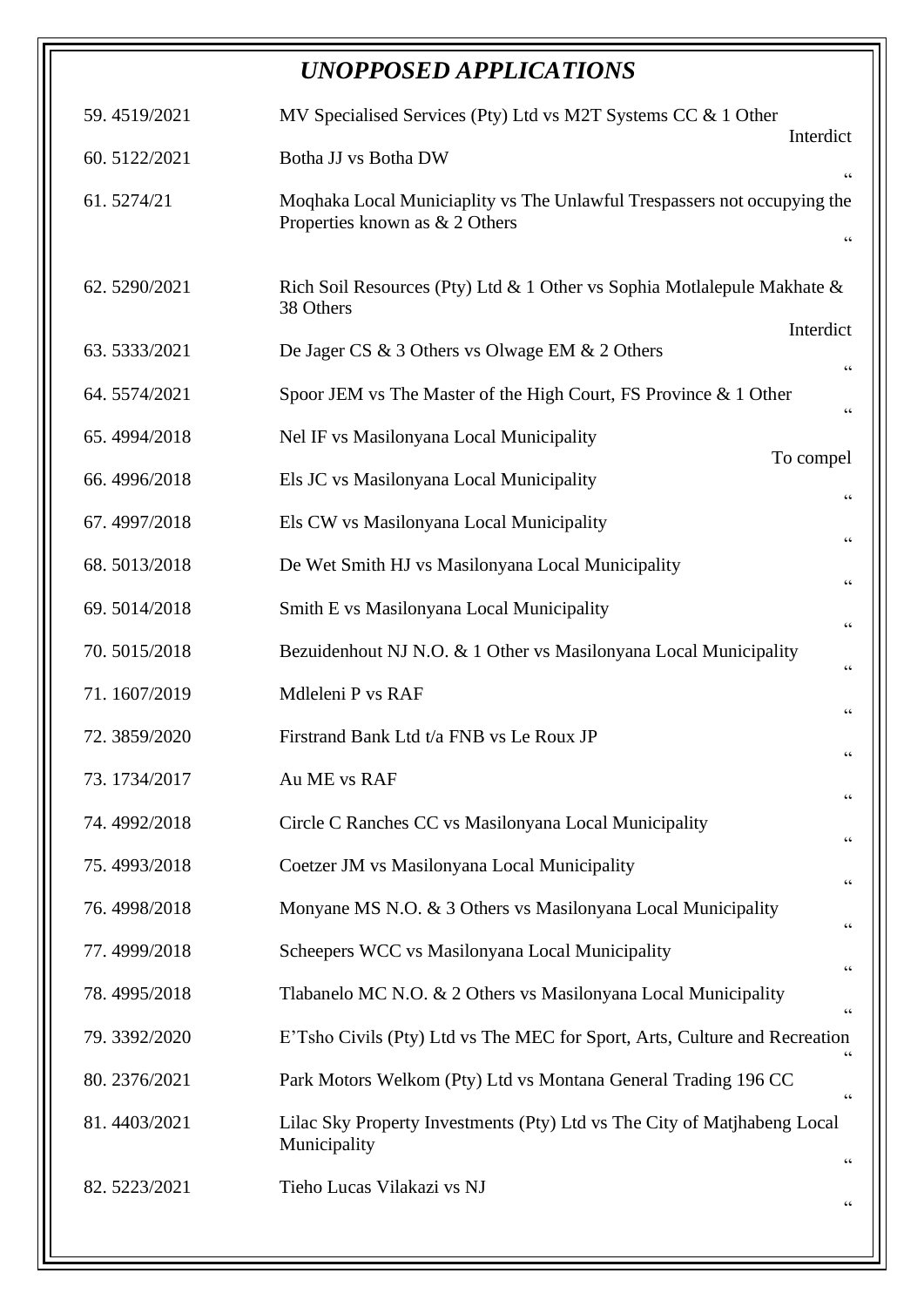# *UNOPPOSED APPLICATIONS*

| | | |
|---|---|---|
| 59. 4519/2021 | MV Specialised Services (Pty) Ltd vs M2T Systems CC & 1 Other | Interdict |
| 60. 5122/2021 | Botha JJ vs Botha DW | " |
| 61. 5274/21 | Moqhaka Local Municiaplity vs The Unlawful Trespassers not occupying the Properties known as & 2 Others | " |
| 62. 5290/2021 | Rich Soil Resources (Pty) Ltd & 1 Other vs Sophia Motlalepule Makhate & 38 Others | Interdict |
| 63. 5333/2021 | De Jager CS & 3 Others vs Olwage EM & 2 Others | " |
| 64. 5574/2021 | Spoor JEM vs The Master of the High Court, FS Province & 1 Other | " |
| 65. 4994/2018 | Nel IF vs Masilonyana Local Municipality | To compel |
| 66. 4996/2018 | Els JC vs Masilonyana Local Municipality | " |
| 67. 4997/2018 | Els CW vs Masilonyana Local Municipality | " |
| 68. 5013/2018 | De Wet Smith HJ vs Masilonyana Local Municipality | " |
| 69. 5014/2018 | Smith E vs Masilonyana Local Municipality | " |
| 70. 5015/2018 | Bezuidenhout NJ N.O. & 1 Other vs Masilonyana Local Municipality | " |
| 71. 1607/2019 | Mdleleni P vs RAF | " |
| 72. 3859/2020 | Firstrand Bank Ltd t/a FNB vs Le Roux JP | " |
| 73. 1734/2017 | Au ME vs RAF | " |
| 74. 4992/2018 | Circle C Ranches CC vs Masilonyana Local Municipality | " |
| 75. 4993/2018 | Coetzer JM vs Masilonyana Local Municipality | " |
| 76. 4998/2018 | Monyane MS N.O. & 3 Others vs Masilonyana Local Municipality | " |
| 77. 4999/2018 | Scheepers WCC vs Masilonyana Local Municipality | " |
| 78. 4995/2018 | Tlabanelo MC N.O. & 2 Others vs Masilonyana Local Municipality | " |
| 79. 3392/2020 | E'Tsho Civils (Pty) Ltd vs The MEC for Sport, Arts, Culture and Recreation | " |
| 80. 2376/2021 | Park Motors Welkom (Pty) Ltd vs Montana General Trading 196 CC | " |
| 81. 4403/2021 | Lilac Sky Property Investments (Pty) Ltd vs The City of Matjhabeng Local Municipality | " |
| 82. 5223/2021 | Tieho Lucas Vilakazi vs NJ | " |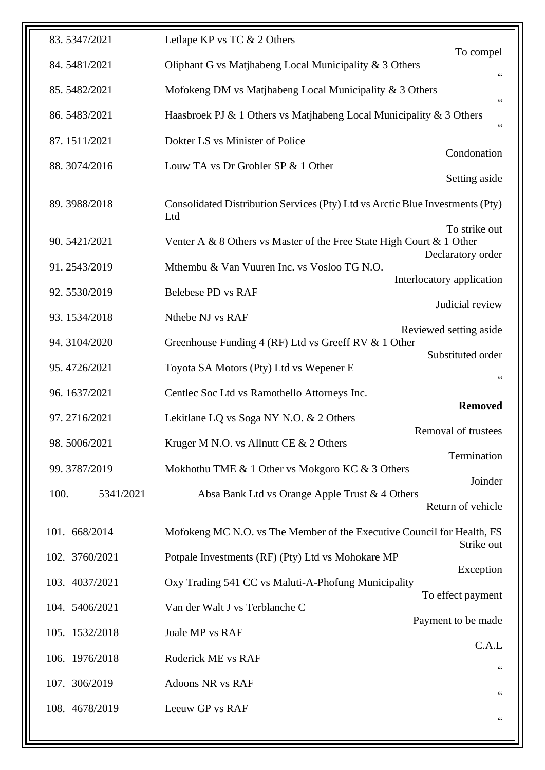| No. | Case No. | Parties | Order |
|---|---|---|---|
| 83. | 5347/2021 | Letlape KP vs TC & 2 Others | To compel |
| 84. | 5481/2021 | Oliphant G vs Matjhabeng Local Municipality & 3 Others | “ |
| 85. | 5482/2021 | Mofokeng DM vs Matjhabeng Local Municipality & 3 Others | “ |
| 86. | 5483/2021 | Haasbroek PJ & 1 Others vs Matjhabeng Local Municipality & 3 Others | “ |
| 87. | 1511/2021 | Dokter LS vs Minister of Police | Condonation |
| 88. | 3074/2016 | Louw TA vs Dr Grobler SP & 1 Other | Setting aside |
| 89. | 3988/2018 | Consolidated Distribution Services (Pty) Ltd vs Arctic Blue Investments (Pty) Ltd | To strike out |
| 90. | 5421/2021 | Venter A & 8 Others vs Master of the Free State High Court & 1 Other | Declaratory order |
| 91. | 2543/2019 | Mthembu & Van Vuuren Inc. vs Vosloo TG N.O. | Interlocatory application |
| 92. | 5530/2019 | Belebese PD vs RAF | Judicial review |
| 93. | 1534/2018 | Nthebe NJ vs RAF | Reviewed setting aside |
| 94. | 3104/2020 | Greenhouse Funding 4 (RF) Ltd vs Greeff RV & 1 Other | Substituted order |
| 95. | 4726/2021 | Toyota SA Motors (Pty) Ltd vs Wepener E | “ |
| 96. | 1637/2021 | Centlec Soc Ltd vs Ramothello Attorneys Inc. | **Removed** |
| 97. | 2716/2021 | Lekitlane LQ vs Soga NY N.O. & 2 Others | Removal of trustees |
| 98. | 5006/2021 | Kruger M N.O. vs Allnutt CE & 2 Others | Termination |
| 99. | 3787/2019 | Mokhothu TME & 1 Other vs Mokgoro KC & 3 Others | Joinder |
| 100. | 5341/2021 | Absa Bank Ltd vs Orange Apple Trust & 4 Others | Return of vehicle |
| 101. | 668/2014 | Mofokeng MC N.O. vs The Member of the Executive Council for Health, FS | Strike out |
| 102. | 3760/2021 | Potpale Investments (RF) (Pty) Ltd vs Mohokare MP | Exception |
| 103. | 4037/2021 | Oxy Trading 541 CC vs Maluti-A-Phofung Municipality | To effect payment |
| 104. | 5406/2021 | Van der Walt J vs Terblanche C | Payment to be made |
| 105. | 1532/2018 | Joale MP vs RAF | C.A.L |
| 106. | 1976/2018 | Roderick ME vs RAF | “ |
| 107. | 306/2019 | Adoons NR vs RAF | “ |
| 108. | 4678/2019 | Leeuw GP vs RAF | “ |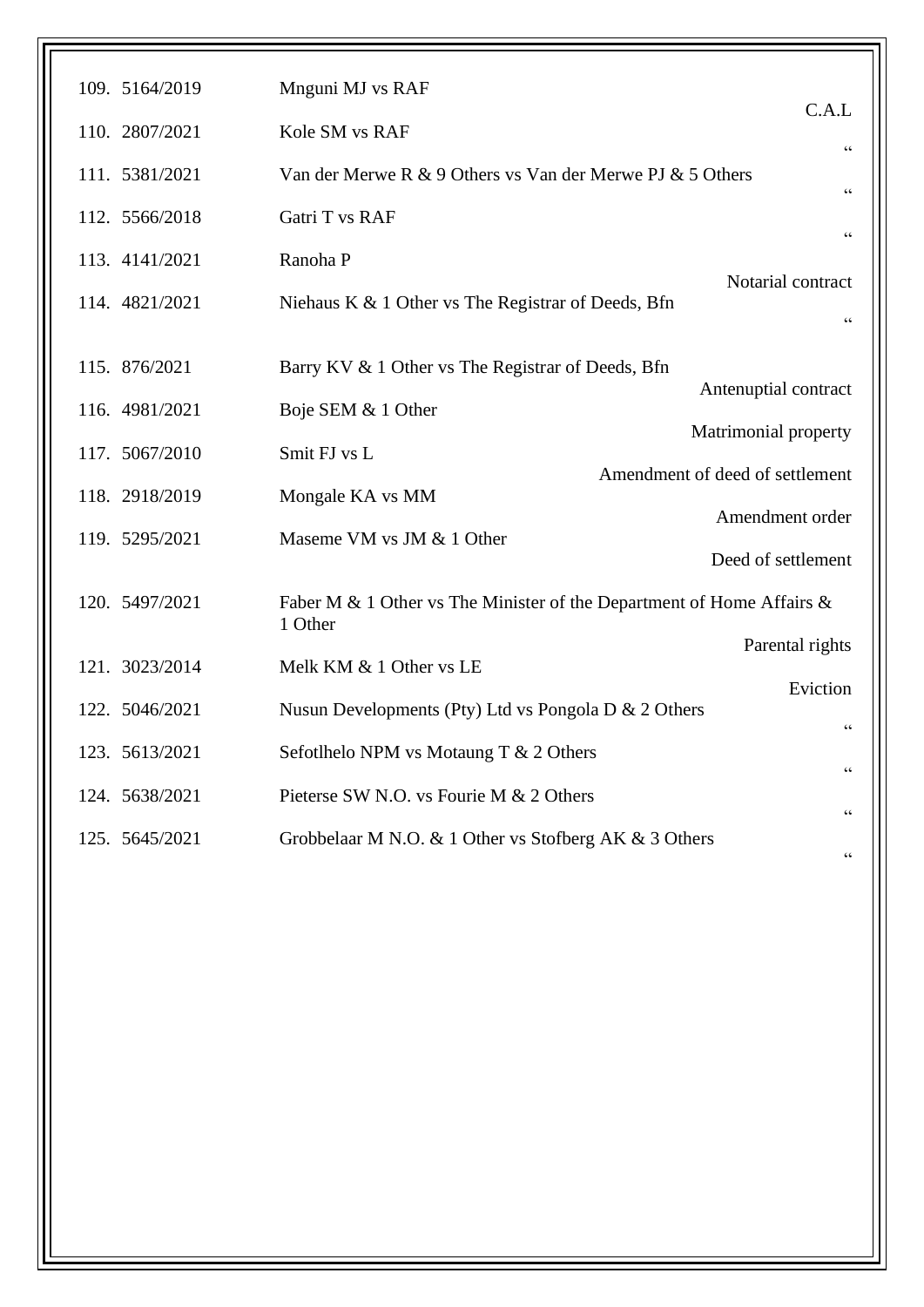| | | | |
|---|---|---|---|
| 109. | 5164/2019 | Mnguni MJ vs RAF | C.A.L |
| 110. | 2807/2021 | Kole SM vs RAF | " |
| 111. | 5381/2021 | Van der Merwe R & 9 Others vs Van der Merwe PJ & 5 Others | " |
| 112. | 5566/2018 | Gatri T vs RAF | " |
| 113. | 4141/2021 | Ranoha P | Notarial contract |
| 114. | 4821/2021 | Niehaus K & 1 Other vs The Registrar of Deeds, Bfn | " |
| 115. | 876/2021 | Barry KV & 1 Other vs The Registrar of Deeds, Bfn | Antenuptial contract |
| 116. | 4981/2021 | Boje SEM & 1 Other | Matrimonial property |
| 117. | 5067/2010 | Smit FJ vs L | Amendment of deed of settlement |
| 118. | 2918/2019 | Mongale KA vs MM | Amendment order |
| 119. | 5295/2021 | Maseme VM vs JM & 1 Other | Deed of settlement |
| 120. | 5497/2021 | Faber M & 1 Other vs The Minister of the Department of Home Affairs & 1 Other | Parental rights |
| 121. | 3023/2014 | Melk KM & 1 Other vs LE | Eviction |
| 122. | 5046/2021 | Nusun Developments (Pty) Ltd vs Pongola D & 2 Others | " |
| 123. | 5613/2021 | Sefotlhelo NPM vs Motaung T & 2 Others | " |
| 124. | 5638/2021 | Pieterse SW N.O. vs Fourie M & 2 Others | " |
| 125. | 5645/2021 | Grobbelaar M N.O. & 1 Other vs Stofberg AK & 3 Others | " |